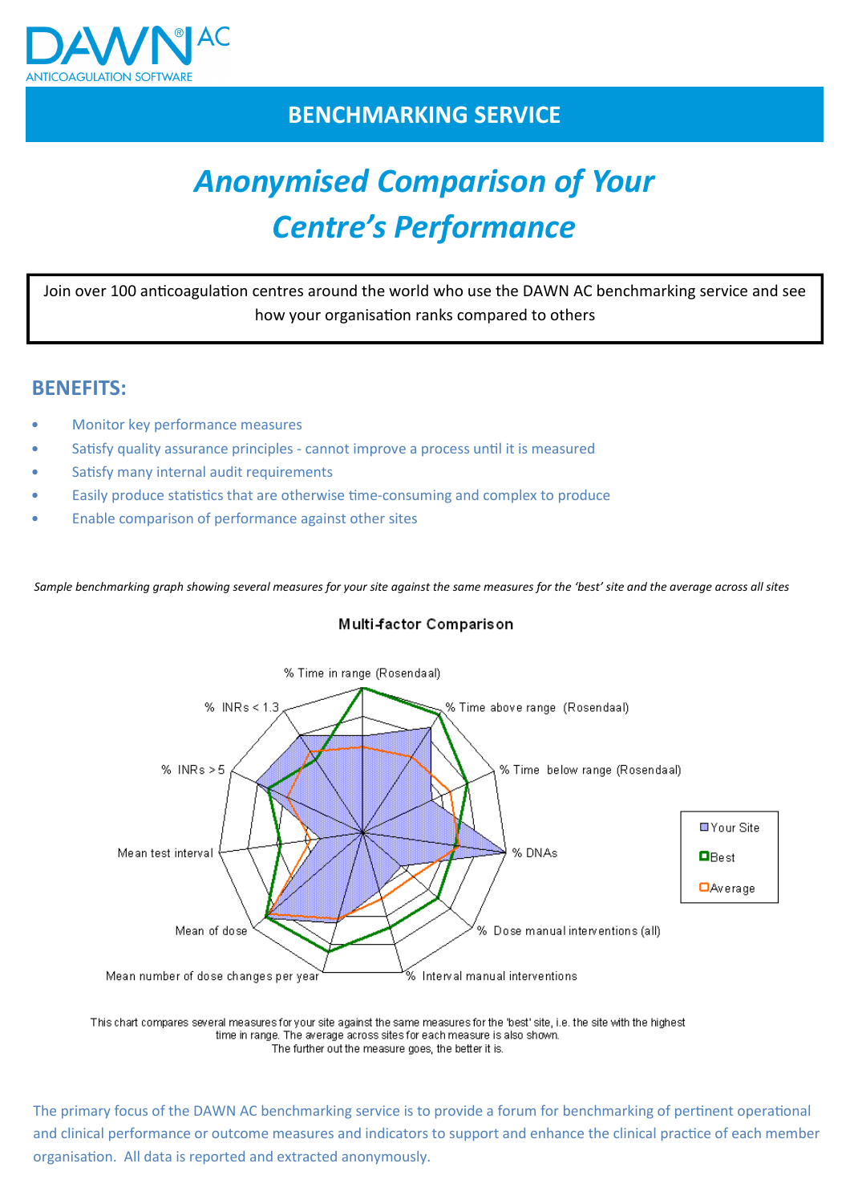DAWN® AC
ANTICOAGULATION SOFTWARE

## BENCHMARKING SERVICE

# *Anonymised Comparison of Your Centre's Performance*

Join over 100 anticoagulation centres around the world who use the DAWN AC benchmarking service and see how your organisation ranks compared to others

## BENEFITS:

- Monitor key performance measures
- Satisfy quality assurance principles - cannot improve a process until it is measured
- Satisfy many internal audit requirements
- Easily produce statistics that are otherwise time-consuming and complex to produce
- Enable comparison of performance against other sites

*Sample benchmarking graph showing several measures for your site against the same measures for the 'best' site and the average across all sites*

**Multi-factor Comparison**

% Time in range (Rosendaal)
% Time above range (Rosendaal)
% Time below range (Rosendaal)
% DNAs
% Dose manual interventions (all)
% Interval manual interventions
Mean number of dose changes per year
Mean of dose
Mean test interval
% INRs > 5
% INRs < 1.3

Your Site
Best
Average

This chart compares several measures for your site against the same measures for the 'best' site, i.e. the site with the highest time in range. The average across sites for each measure is also shown.
The further out the measure goes, the better it is.

The primary focus of the DAWN AC benchmarking service is to provide a forum for benchmarking of pertinent operational and clinical performance or outcome measures and indicators to support and enhance the clinical practice of each member organisation. All data is reported and extracted anonymously.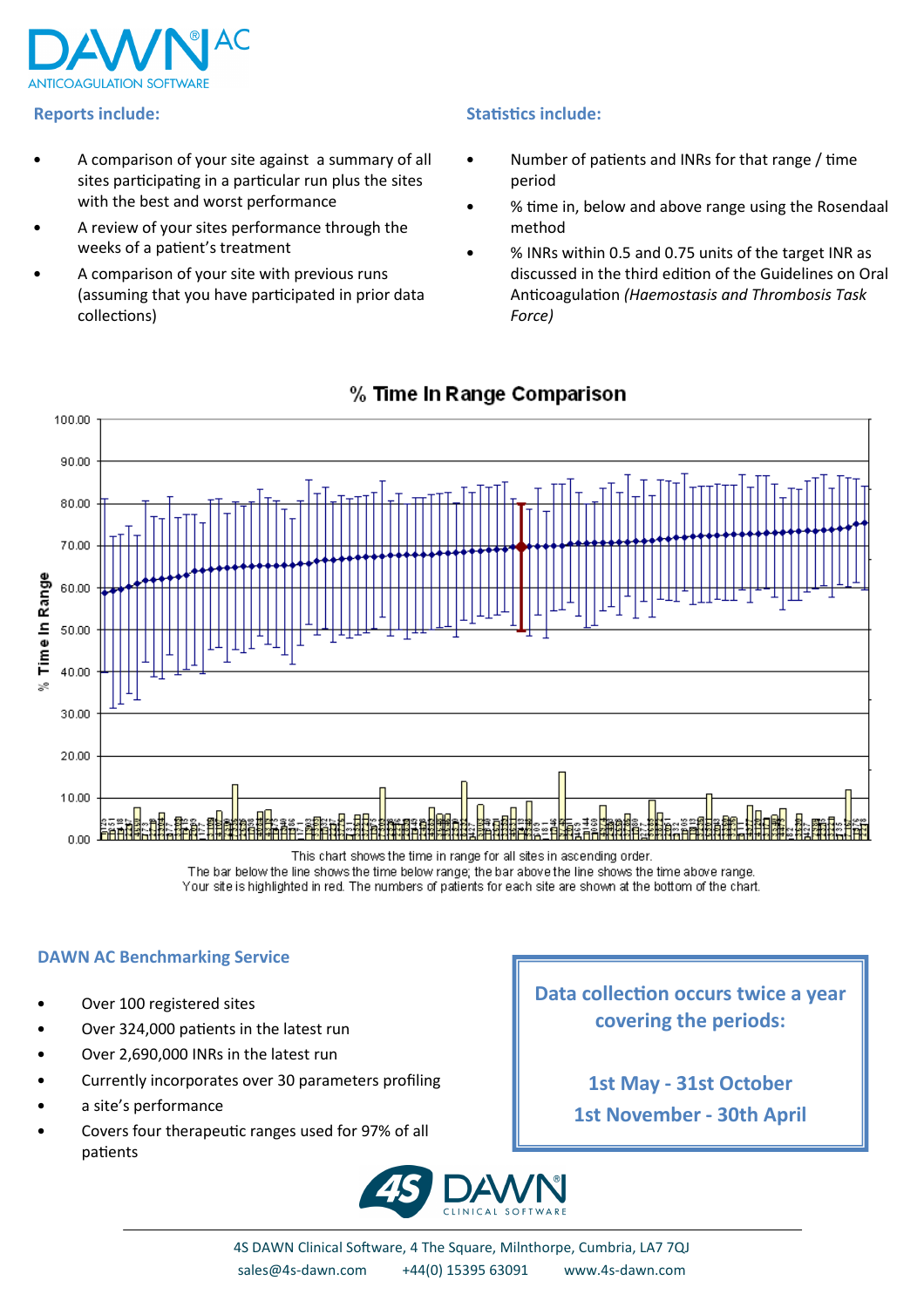DAWN® AC
ANTICOAGULATION SOFTWARE

## Reports include:

- A comparison of your site against a summary of all sites participating in a particular run plus the sites with the best and worst performance
- A review of your sites performance through the weeks of a patient's treatment
- A comparison of your site with previous runs (assuming that you have participated in prior data collections)

## Statistics include:

- Number of patients and INRs for that range / time period
- % time in, below and above range using the Rosendaal method
- % INRs within 0.5 and 0.75 units of the target INR as discussed in the third edition of the Guidelines on Oral Anticoagulation *(Haemostasis and Thrombosis Task Force)*

% Time In Range Comparison

% Time In Range

100.00
90.00
80.00
70.00
60.00
50.00
40.00
30.00
20.00
10.00
0.00

This chart shows the time in range for all sites in ascending order.
The bar below the line shows the time below range; the bar above the line shows the time above range.
Your site is highlighted in red. The numbers of patients for each site are shown at the bottom of the chart.

## DAWN AC Benchmarking Service

- Over 100 registered sites
- Over 324,000 patients in the latest run
- Over 2,690,000 INRs in the latest run
- Currently incorporates over 30 parameters profiling
- a site's performance
- Covers four therapeutic ranges used for 97% of all patients

**Data collection occurs twice a year covering the periods:**

**1st May - 31st October**
**1st November - 30th April**

4S DAWN® CLINICAL SOFTWARE

4S DAWN Clinical Software, 4 The Square, Milnthorpe, Cumbria, LA7 7QJ
sales@4s-dawn.com +44(0) 15395 63091 www.4s-dawn.com